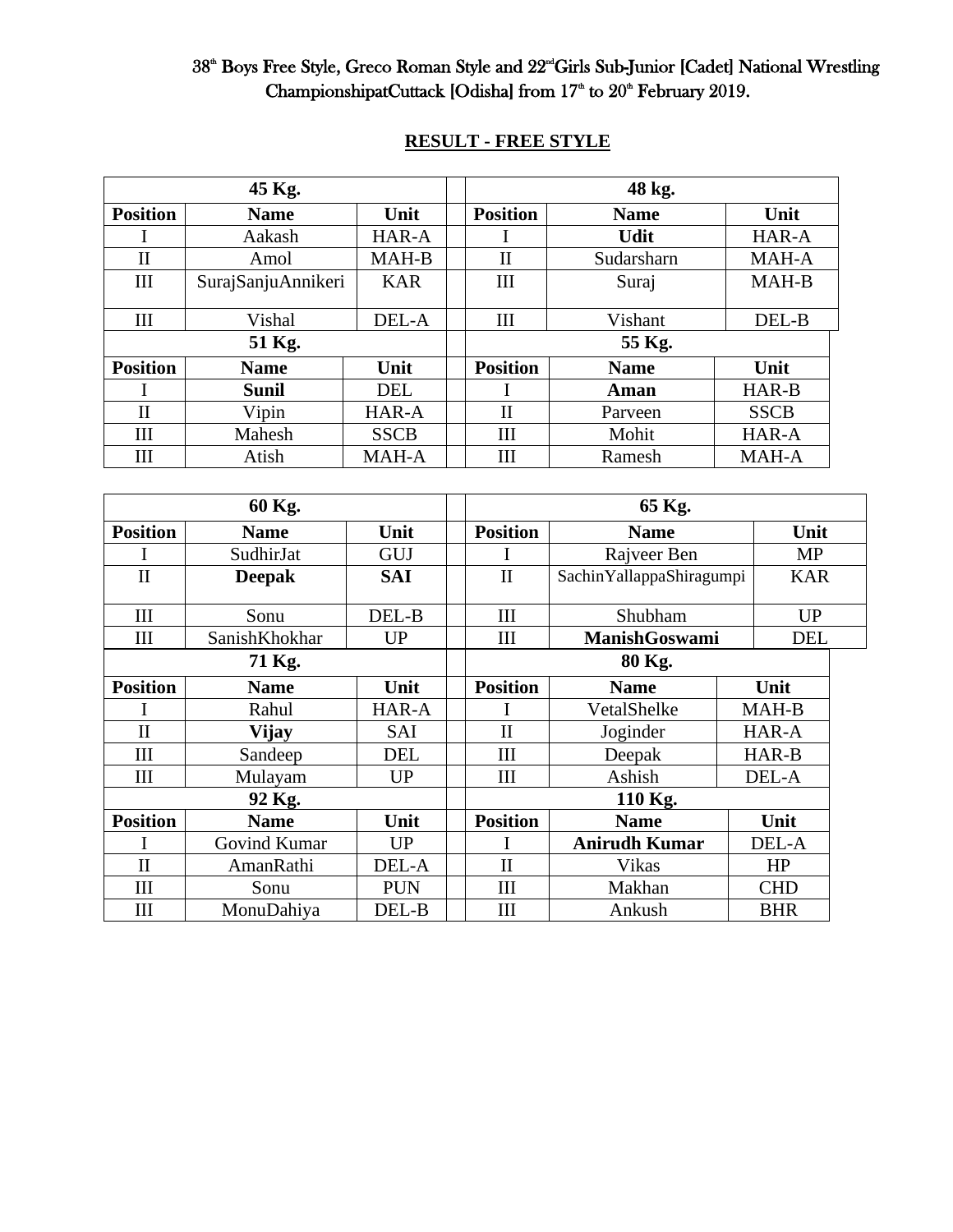# 38th Boys Free Style, Greco Roman Style and 22nd Girls Sub-Junior [Cadet] National Wrestling ChampionshipatCuttack [Odisha] from 17th to 20th February 2019.

## RESULT - FREE STYLE

| 45 Kg. | | | | 48 kg. | | |
|---|---|---|---|---|---|---|
| **Position** | **Name** | **Unit** | | **Position** | **Name** | **Unit** |
| I | Aakash | HAR-A | | I | **Udit** | HAR-A |
| II | Amol | MAH-B | | II | Sudarsharn | MAH-A |
| III | SurajSanjuAnnikeri | KAR | | III | Suraj | MAH-B |
| III | Vishal | DEL-A | | III | Vishant | DEL-B |
| **51 Kg.** | | | | **55 Kg.** | | |
| **Position** | **Name** | **Unit** | | **Position** | **Name** | **Unit** |
| I | **Sunil** | DEL | | I | **Aman** | HAR-B |
| II | Vipin | HAR-A | | II | Parveen | SSCB |
| III | Mahesh | SSCB | | III | Mohit | HAR-A |
| III | Atish | MAH-A | | III | Ramesh | MAH-A |

| 60 Kg. | | | | 65 Kg. | | |
|---|---|---|---|---|---|---|
| **Position** | **Name** | **Unit** | | **Position** | **Name** | **Unit** |
| I | SudhirJat | GUJ | | I | Rajveer Ben | MP |
| II | **Deepak** | **SAI** | | II | SachinYallappaShiragumpi | KAR |
| III | Sonu | DEL-B | | III | Shubham | UP |
| III | SanishKhokhar | UP | | III | **ManishGoswami** | DEL |
| **71 Kg.** | | | | **80 Kg.** | | |
| **Position** | **Name** | **Unit** | | **Position** | **Name** | **Unit** |
| I | Rahul | HAR-A | | I | VetalShelke | MAH-B |
| II | **Vijay** | SAI | | II | Joginder | HAR-A |
| III | Sandeep | DEL | | III | Deepak | HAR-B |
| III | Mulayam | UP | | III | Ashish | DEL-A |
| **92 Kg.** | | | | **110 Kg.** | | |
| **Position** | **Name** | **Unit** | | **Position** | **Name** | **Unit** |
| I | Govind Kumar | UP | | I | **Anirudh Kumar** | DEL-A |
| II | AmanRathi | DEL-A | | II | Vikas | HP |
| III | Sonu | PUN | | III | Makhan | CHD |
| III | MonuDahiya | DEL-B | | III | Ankush | BHR |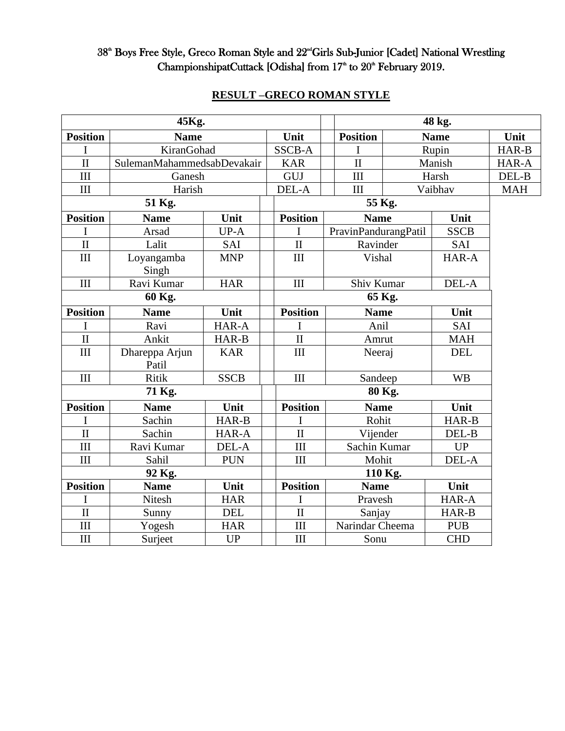38th Boys Free Style, Greco Roman Style and 22ndGirls Sub-Junior [Cadet] National Wrestling ChampionshipatCuttack [Odisha] from 17th to 20th February 2019.

## RESULT –GRECO ROMAN STYLE

| 45Kg. | | | | 48 kg. | | |
|---|---|---|---|---|---|---|
| **Position** | **Name** | **Unit** | | **Position** | **Name** | **Unit** |
| I | KiranGohad | SSCB-A | | I | Rupin | HAR-B |
| II | SulemanMahammedsabDevakair | KAR | | II | Manish | HAR-A |
| III | Ganesh | GUJ | | III | Harsh | DEL-B |
| III | Harish | DEL-A | | III | Vaibhav | MAH |

| 51 Kg. | | | | 55 Kg. | | |
|---|---|---|---|---|---|---|
| **Position** | **Name** | **Unit** | | **Position** | **Name** | **Unit** |
| I | Arsad | UP-A | | I | PravinPandurangPatil | SSCB |
| II | Lalit | SAI | | II | Ravinder | SAI |
| III | Loyangamba Singh | MNP | | III | Vishal | HAR-A |
| III | Ravi Kumar | HAR | | III | Shiv Kumar | DEL-A |

| 60 Kg. | | | | 65 Kg. | | |
|---|---|---|---|---|---|---|
| **Position** | **Name** | **Unit** | | **Position** | **Name** | **Unit** |
| I | Ravi | HAR-A | | I | Anil | SAI |
| II | Ankit | HAR-B | | II | Amrut | MAH |
| III | Dhareppa Arjun Patil | KAR | | III | Neeraj | DEL |
| III | Ritik | SSCB | | III | Sandeep | WB |

| 71 Kg. | | | | 80 Kg. | | |
|---|---|---|---|---|---|---|
| **Position** | **Name** | **Unit** | | **Position** | **Name** | **Unit** |
| I | Sachin | HAR-B | | I | Rohit | HAR-B |
| II | Sachin | HAR-A | | II | Vijender | DEL-B |
| III | Ravi Kumar | DEL-A | | III | Sachin Kumar | UP |
| III | Sahil | PUN | | III | Mohit | DEL-A |

| 92 Kg. | | | | 110 Kg. | | |
|---|---|---|---|---|---|---|
| **Position** | **Name** | **Unit** | | **Position** | **Name** | **Unit** |
| I | Nitesh | HAR | | I | Pravesh | HAR-A |
| II | Sunny | DEL | | II | Sanjay | HAR-B |
| III | Yogesh | HAR | | III | Narindar Cheema | PUB |
| III | Surjeet | UP | | III | Sonu | CHD |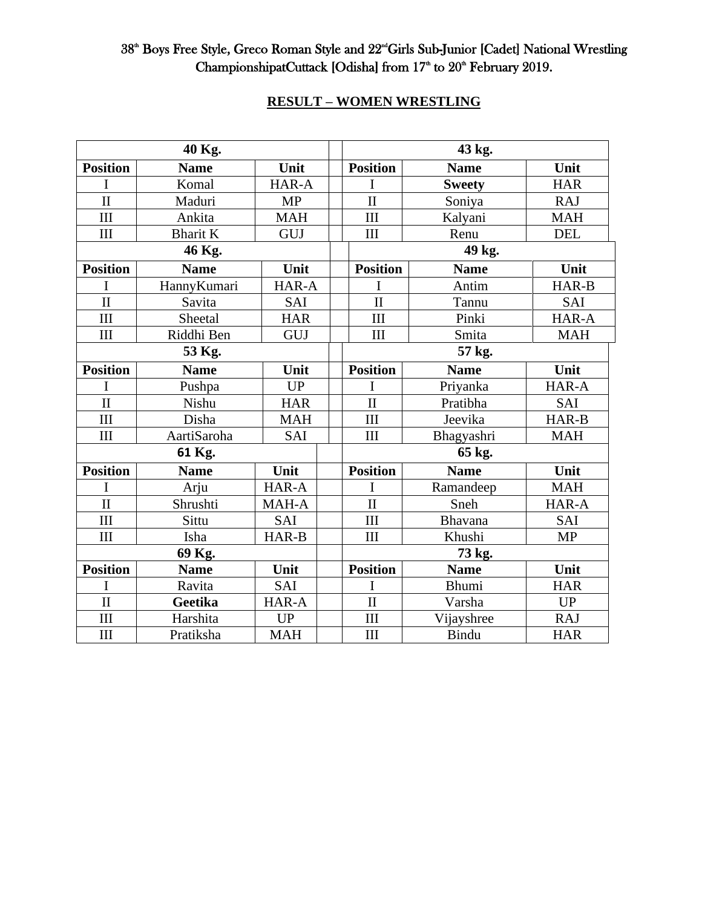38th Boys Free Style, Greco Roman Style and 22nd Girls Sub-Junior [Cadet] National Wrestling ChampionshipatCuttack [Odisha] from 17th to 20th February 2019.

## RESULT – WOMEN WRESTLING

| 40 Kg. | | | | 43 kg. | | |
|---|---|---|---|---|---|---|
| **Position** | **Name** | **Unit** | | **Position** | **Name** | **Unit** |
| I | Komal | HAR-A | | I | **Sweety** | HAR |
| II | Maduri | MP | | II | Soniya | RAJ |
| III | Ankita | MAH | | III | Kalyani | MAH |
| III | Bharit K | GUJ | | III | Renu | DEL |
| **46 Kg.** | | | | **49 kg.** | | |
| **Position** | **Name** | **Unit** | | **Position** | **Name** | **Unit** |
| I | HannyKumari | HAR-A | | I | Antim | HAR-B |
| II | Savita | SAI | | II | Tannu | SAI |
| III | Sheetal | HAR | | III | Pinki | HAR-A |
| III | Riddhi Ben | GUJ | | III | Smita | MAH |
| **53 Kg.** | | | | **57 kg.** | | |
| **Position** | **Name** | **Unit** | | **Position** | **Name** | **Unit** |
| I | Pushpa | UP | | I | Priyanka | HAR-A |
| II | Nishu | HAR | | II | Pratibha | SAI |
| III | Disha | MAH | | III | Jeevika | HAR-B |
| III | AartiSaroha | SAI | | III | Bhagyashri | MAH |
| **61 Kg.** | | | | **65 kg.** | | |
| **Position** | **Name** | **Unit** | | **Position** | **Name** | **Unit** |
| I | Arju | HAR-A | | I | Ramandeep | MAH |
| II | Shrushti | MAH-A | | II | Sneh | HAR-A |
| III | Sittu | SAI | | III | Bhavana | SAI |
| III | Isha | HAR-B | | III | Khushi | MP |
| **69 Kg.** | | | | **73 kg.** | | |
| **Position** | **Name** | **Unit** | | **Position** | **Name** | **Unit** |
| I | Ravita | SAI | | I | Bhumi | HAR |
| II | **Geetika** | HAR-A | | II | Varsha | UP |
| III | Harshita | UP | | III | Vijayshree | RAJ |
| III | Pratiksha | MAH | | III | Bindu | HAR |